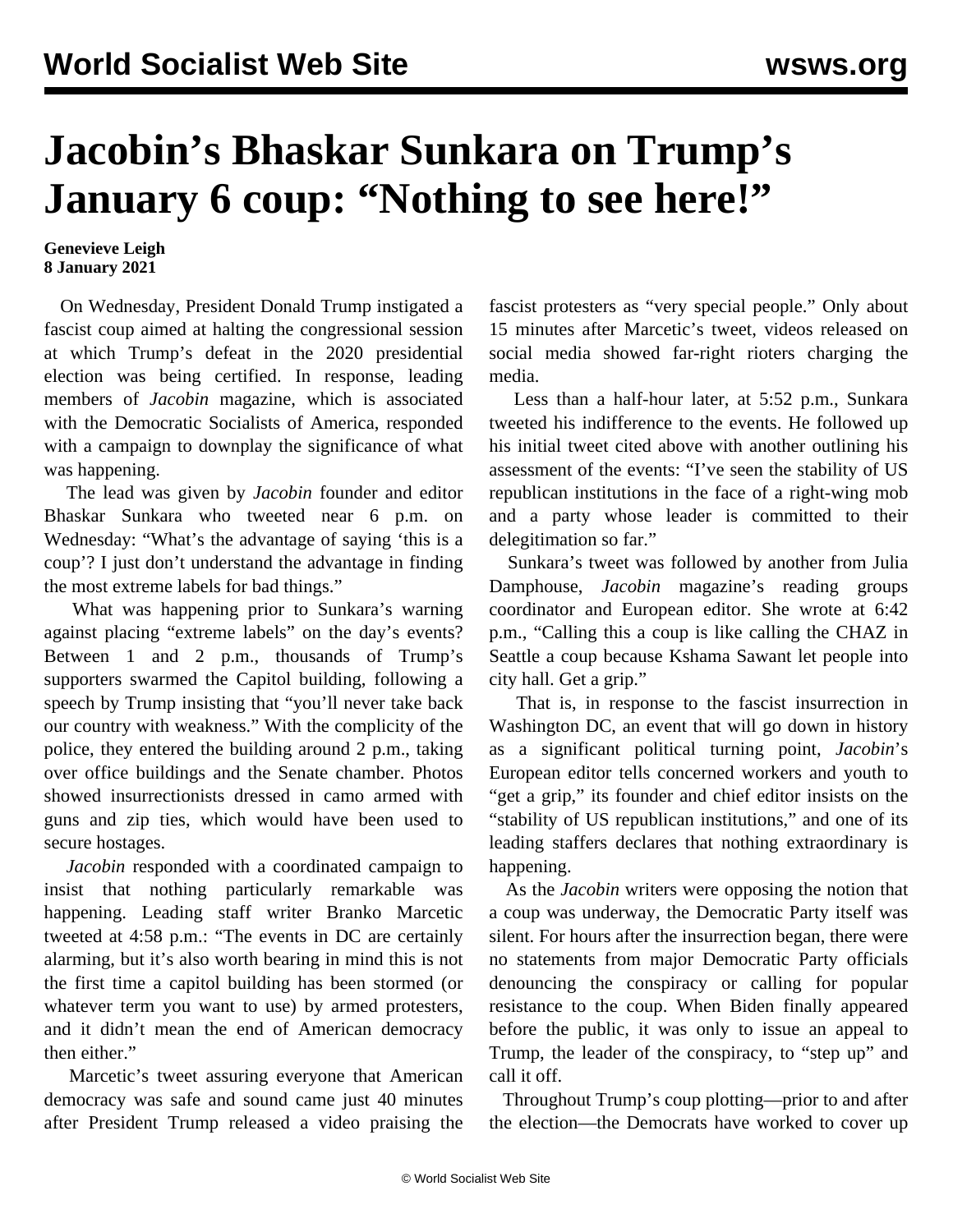# Jacobin's Bhaskar Sunkara on Trump's January 6 coup: "Nothing to see here!"

**Genevieve Leigh**
**8 January 2021**

On Wednesday, President Donald Trump instigated a fascist coup aimed at halting the congressional session at which Trump's defeat in the 2020 presidential election was being certified. In response, leading members of *Jacobin* magazine, which is associated with the Democratic Socialists of America, responded with a campaign to downplay the significance of what was happening.

The lead was given by *Jacobin* founder and editor Bhaskar Sunkara who tweeted near 6 p.m. on Wednesday: "What's the advantage of saying 'this is a coup'? I just don't understand the advantage in finding the most extreme labels for bad things."

What was happening prior to Sunkara's warning against placing "extreme labels" on the day's events? Between 1 and 2 p.m., thousands of Trump's supporters swarmed the Capitol building, following a speech by Trump insisting that "you'll never take back our country with weakness." With the complicity of the police, they entered the building around 2 p.m., taking over office buildings and the Senate chamber. Photos showed insurrectionists dressed in camo armed with guns and zip ties, which would have been used to secure hostages.

*Jacobin* responded with a coordinated campaign to insist that nothing particularly remarkable was happening. Leading staff writer Branko Marcetic tweeted at 4:58 p.m.: "The events in DC are certainly alarming, but it's also worth bearing in mind this is not the first time a capitol building has been stormed (or whatever term you want to use) by armed protesters, and it didn't mean the end of American democracy then either."

Marcetic's tweet assuring everyone that American democracy was safe and sound came just 40 minutes after President Trump released a video praising the fascist protesters as "very special people." Only about 15 minutes after Marcetic's tweet, videos released on social media showed far-right rioters charging the media.

Less than a half-hour later, at 5:52 p.m., Sunkara tweeted his indifference to the events. He followed up his initial tweet cited above with another outlining his assessment of the events: "I've seen the stability of US republican institutions in the face of a right-wing mob and a party whose leader is committed to their delegitimation so far."

Sunkara's tweet was followed by another from Julia Damphouse, *Jacobin* magazine's reading groups coordinator and European editor. She wrote at 6:42 p.m., "Calling this a coup is like calling the CHAZ in Seattle a coup because Kshama Sawant let people into city hall. Get a grip."

That is, in response to the fascist insurrection in Washington DC, an event that will go down in history as a significant political turning point, *Jacobin*'s European editor tells concerned workers and youth to "get a grip," its founder and chief editor insists on the "stability of US republican institutions," and one of its leading staffers declares that nothing extraordinary is happening.

As the *Jacobin* writers were opposing the notion that a coup was underway, the Democratic Party itself was silent. For hours after the insurrection began, there were no statements from major Democratic Party officials denouncing the conspiracy or calling for popular resistance to the coup. When Biden finally appeared before the public, it was only to issue an appeal to Trump, the leader of the conspiracy, to "step up" and call it off.

Throughout Trump's coup plotting—prior to and after the election—the Democrats have worked to cover up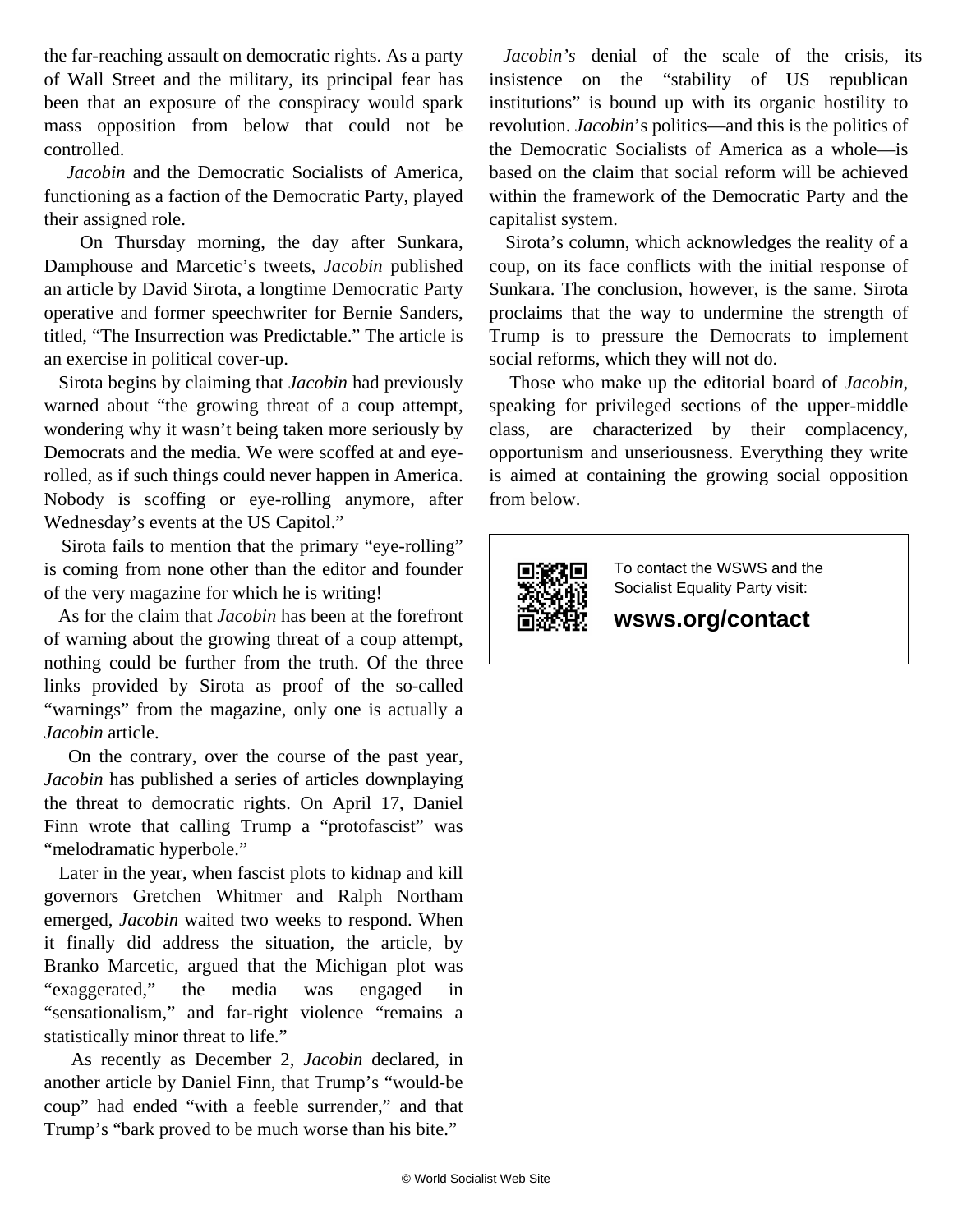the far-reaching assault on democratic rights. As a party of Wall Street and the military, its principal fear has been that an exposure of the conspiracy would spark mass opposition from below that could not be controlled.

*Jacobin* and the Democratic Socialists of America, functioning as a faction of the Democratic Party, played their assigned role.

On Thursday morning, the day after Sunkara, Damphouse and Marcetic's tweets, *Jacobin* published an article by David Sirota, a longtime Democratic Party operative and former speechwriter for Bernie Sanders, titled, "The Insurrection was Predictable." The article is an exercise in political cover-up.

Sirota begins by claiming that *Jacobin* had previously warned about "the growing threat of a coup attempt, wondering why it wasn't being taken more seriously by Democrats and the media. We were scoffed at and eye-rolled, as if such things could never happen in America. Nobody is scoffing or eye-rolling anymore, after Wednesday's events at the US Capitol."

Sirota fails to mention that the primary "eye-rolling" is coming from none other than the editor and founder of the very magazine for which he is writing!

As for the claim that *Jacobin* has been at the forefront of warning about the growing threat of a coup attempt, nothing could be further from the truth. Of the three links provided by Sirota as proof of the so-called "warnings" from the magazine, only one is actually a *Jacobin* article.

On the contrary, over the course of the past year, *Jacobin* has published a series of articles downplaying the threat to democratic rights. On April 17, Daniel Finn wrote that calling Trump a "protofascist" was "melodramatic hyperbole."

Later in the year, when fascist plots to kidnap and kill governors Gretchen Whitmer and Ralph Northam emerged, *Jacobin* waited two weeks to respond. When it finally did address the situation, the article, by Branko Marcetic, argued that the Michigan plot was "exaggerated," the media was engaged in "sensationalism," and far-right violence "remains a statistically minor threat to life."

As recently as December 2, *Jacobin* declared, in another article by Daniel Finn, that Trump's "would-be coup" had ended "with a feeble surrender," and that Trump's "bark proved to be much worse than his bite."

*Jacobin's* denial of the scale of the crisis, its insistence on the "stability of US republican institutions" is bound up with its organic hostility to revolution. *Jacobin*'s politics—and this is the politics of the Democratic Socialists of America as a whole—is based on the claim that social reform will be achieved within the framework of the Democratic Party and the capitalist system.

Sirota's column, which acknowledges the reality of a coup, on its face conflicts with the initial response of Sunkara. The conclusion, however, is the same. Sirota proclaims that the way to undermine the strength of Trump is to pressure the Democrats to implement social reforms, which they will not do.

Those who make up the editorial board of *Jacobin*, speaking for privileged sections of the upper-middle class, are characterized by their complacency, opportunism and unseriousness. Everything they write is aimed at containing the growing social opposition from below.

To contact the WSWS and the Socialist Equality Party visit:

**wsws.org/contact**